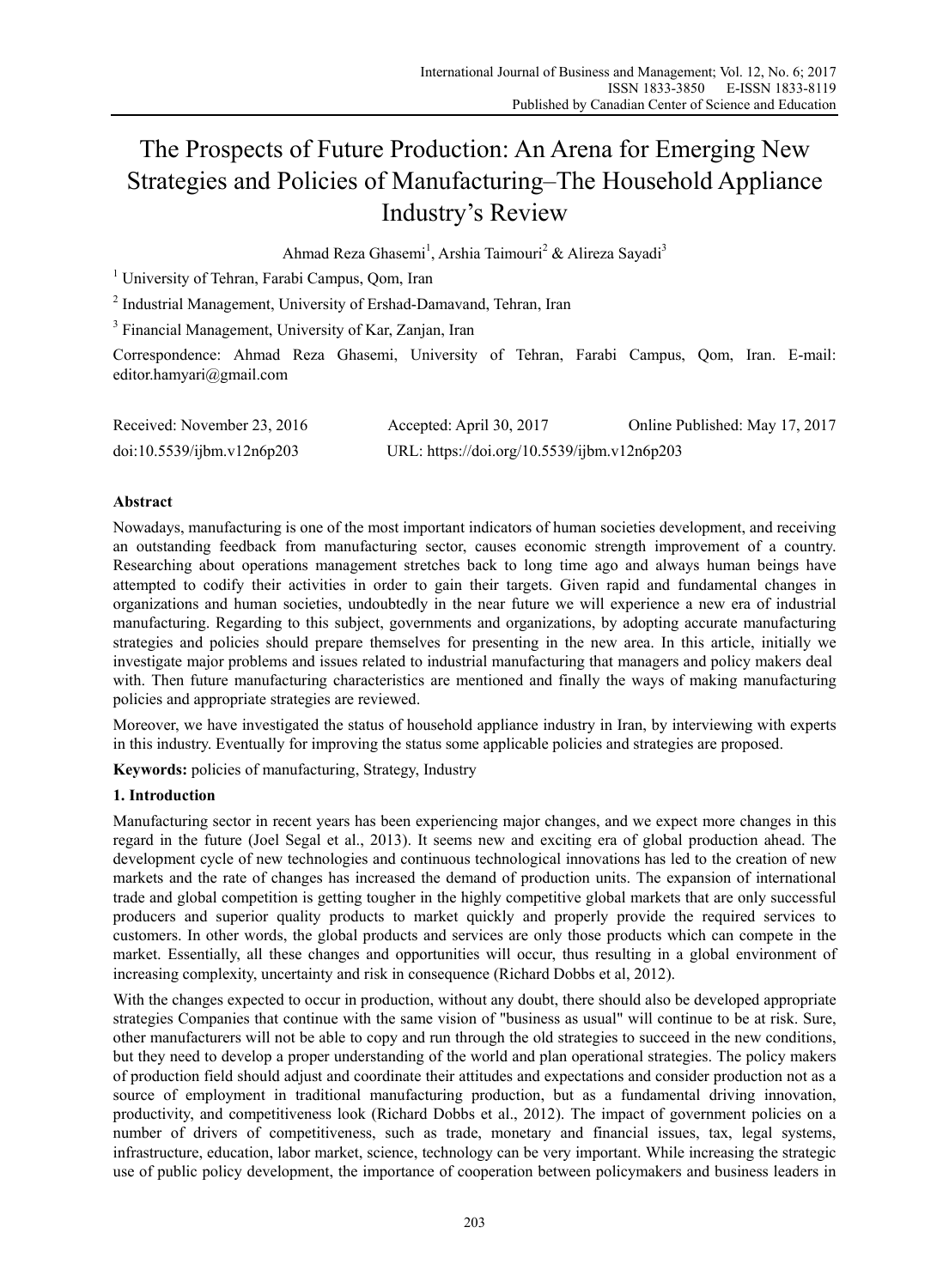# The Prospects of Future Production: An Arena for Emerging New Strategies and Policies of Manufacturing–The Household Appliance Industry's Review

Ahmad Reza Ghasemi[1], Arshia Taimouri[2] & Alireza Sayadi[3]

[1] University of Tehran, Farabi Campus, Qom, Iran

[2] Industrial Management, University of Ershad-Damavand, Tehran, Iran

[3] Financial Management, University of Kar, Zanjan, Iran

Correspondence: Ahmad Reza Ghasemi, University of Tehran, Farabi Campus, Qom, Iran. E-mail: editor.hamyari@gmail.com

Received: November 23, 2016 Accepted: April 30, 2017 Online Published: May 17, 2017

doi:10.5539/ijbm.v12n6p203 URL: https://doi.org/10.5539/ijbm.v12n6p203

## Abstract

Nowadays, manufacturing is one of the most important indicators of human societies development, and receiving an outstanding feedback from manufacturing sector, causes economic strength improvement of a country. Researching about operations management stretches back to long time ago and always human beings have attempted to codify their activities in order to gain their targets. Given rapid and fundamental changes in organizations and human societies, undoubtedly in the near future we will experience a new era of industrial manufacturing. Regarding to this subject, governments and organizations, by adopting accurate manufacturing strategies and policies should prepare themselves for presenting in the new area. In this article, initially we investigate major problems and issues related to industrial manufacturing that managers and policy makers deal with. Then future manufacturing characteristics are mentioned and finally the ways of making manufacturing policies and appropriate strategies are reviewed.

Moreover, we have investigated the status of household appliance industry in Iran, by interviewing with experts in this industry. Eventually for improving the status some applicable policies and strategies are proposed.

**Keywords:** policies of manufacturing, Strategy, Industry

## 1. Introduction

Manufacturing sector in recent years has been experiencing major changes, and we expect more changes in this regard in the future (Joel Segal et al., 2013). It seems new and exciting era of global production ahead. The development cycle of new technologies and continuous technological innovations has led to the creation of new markets and the rate of changes has increased the demand of production units. The expansion of international trade and global competition is getting tougher in the highly competitive global markets that are only successful producers and superior quality products to market quickly and properly provide the required services to customers. In other words, the global products and services are only those products which can compete in the market. Essentially, all these changes and opportunities will occur, thus resulting in a global environment of increasing complexity, uncertainty and risk in consequence (Richard Dobbs et al, 2012).

With the changes expected to occur in production, without any doubt, there should also be developed appropriate strategies Companies that continue with the same vision of "business as usual" will continue to be at risk. Sure, other manufacturers will not be able to copy and run through the old strategies to succeed in the new conditions, but they need to develop a proper understanding of the world and plan operational strategies. The policy makers of production field should adjust and coordinate their attitudes and expectations and consider production not as a source of employment in traditional manufacturing production, but as a fundamental driving innovation, productivity, and competitiveness look (Richard Dobbs et al., 2012). The impact of government policies on a number of drivers of competitiveness, such as trade, monetary and financial issues, tax, legal systems, infrastructure, education, labor market, science, technology can be very important. While increasing the strategic use of public policy development, the importance of cooperation between policymakers and business leaders in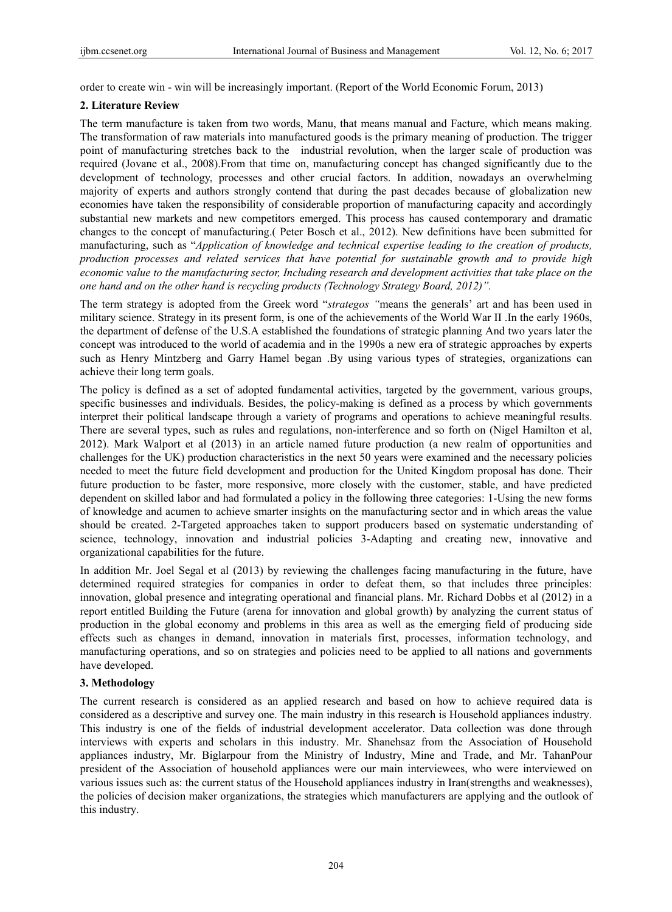order to create win - win will be increasingly important. (Report of the World Economic Forum, 2013)

## 2. Literature Review

The term manufacture is taken from two words, Manu, that means manual and Facture, which means making. The transformation of raw materials into manufactured goods is the primary meaning of production. The trigger point of manufacturing stretches back to the industrial revolution, when the larger scale of production was required (Jovane et al., 2008).From that time on, manufacturing concept has changed significantly due to the development of technology, processes and other crucial factors. In addition, nowadays an overwhelming majority of experts and authors strongly contend that during the past decades because of globalization new economies have taken the responsibility of considerable proportion of manufacturing capacity and accordingly substantial new markets and new competitors emerged. This process has caused contemporary and dramatic changes to the concept of manufacturing.( Peter Bosch et al., 2012). New definitions have been submitted for manufacturing, such as "*Application of knowledge and technical expertise leading to the creation of products, production processes and related services that have potential for sustainable growth and to provide high economic value to the manufacturing sector, Including research and development activities that take place on the one hand and on the other hand is recycling products (Technology Strategy Board, 2012)".*

The term strategy is adopted from the Greek word "*strategos "*means the generals' art and has been used in military science. Strategy in its present form, is one of the achievements of the World War II .In the early 1960s, the department of defense of the U.S.A established the foundations of strategic planning And two years later the concept was introduced to the world of academia and in the 1990s a new era of strategic approaches by experts such as Henry Mintzberg and Garry Hamel began .By using various types of strategies, organizations can achieve their long term goals.

The policy is defined as a set of adopted fundamental activities, targeted by the government, various groups, specific businesses and individuals. Besides, the policy-making is defined as a process by which governments interpret their political landscape through a variety of programs and operations to achieve meaningful results. There are several types, such as rules and regulations, non-interference and so forth on (Nigel Hamilton et al, 2012). Mark Walport et al (2013) in an article named future production (a new realm of opportunities and challenges for the UK) production characteristics in the next 50 years were examined and the necessary policies needed to meet the future field development and production for the United Kingdom proposal has done. Their future production to be faster, more responsive, more closely with the customer, stable, and have predicted dependent on skilled labor and had formulated a policy in the following three categories: 1-Using the new forms of knowledge and acumen to achieve smarter insights on the manufacturing sector and in which areas the value should be created. 2-Targeted approaches taken to support producers based on systematic understanding of science, technology, innovation and industrial policies 3-Adapting and creating new, innovative and organizational capabilities for the future.

In addition Mr. Joel Segal et al (2013) by reviewing the challenges facing manufacturing in the future, have determined required strategies for companies in order to defeat them, so that includes three principles: innovation, global presence and integrating operational and financial plans. Mr. Richard Dobbs et al (2012) in a report entitled Building the Future (arena for innovation and global growth) by analyzing the current status of production in the global economy and problems in this area as well as the emerging field of producing side effects such as changes in demand, innovation in materials first, processes, information technology, and manufacturing operations, and so on strategies and policies need to be applied to all nations and governments have developed.

## 3. Methodology

The current research is considered as an applied research and based on how to achieve required data is considered as a descriptive and survey one. The main industry in this research is Household appliances industry. This industry is one of the fields of industrial development accelerator. Data collection was done through interviews with experts and scholars in this industry. Mr. Shanehsaz from the Association of Household appliances industry, Mr. Biglarpour from the Ministry of Industry, Mine and Trade, and Mr. TahanPour president of the Association of household appliances were our main interviewees, who were interviewed on various issues such as: the current status of the Household appliances industry in Iran(strengths and weaknesses), the policies of decision maker organizations, the strategies which manufacturers are applying and the outlook of this industry.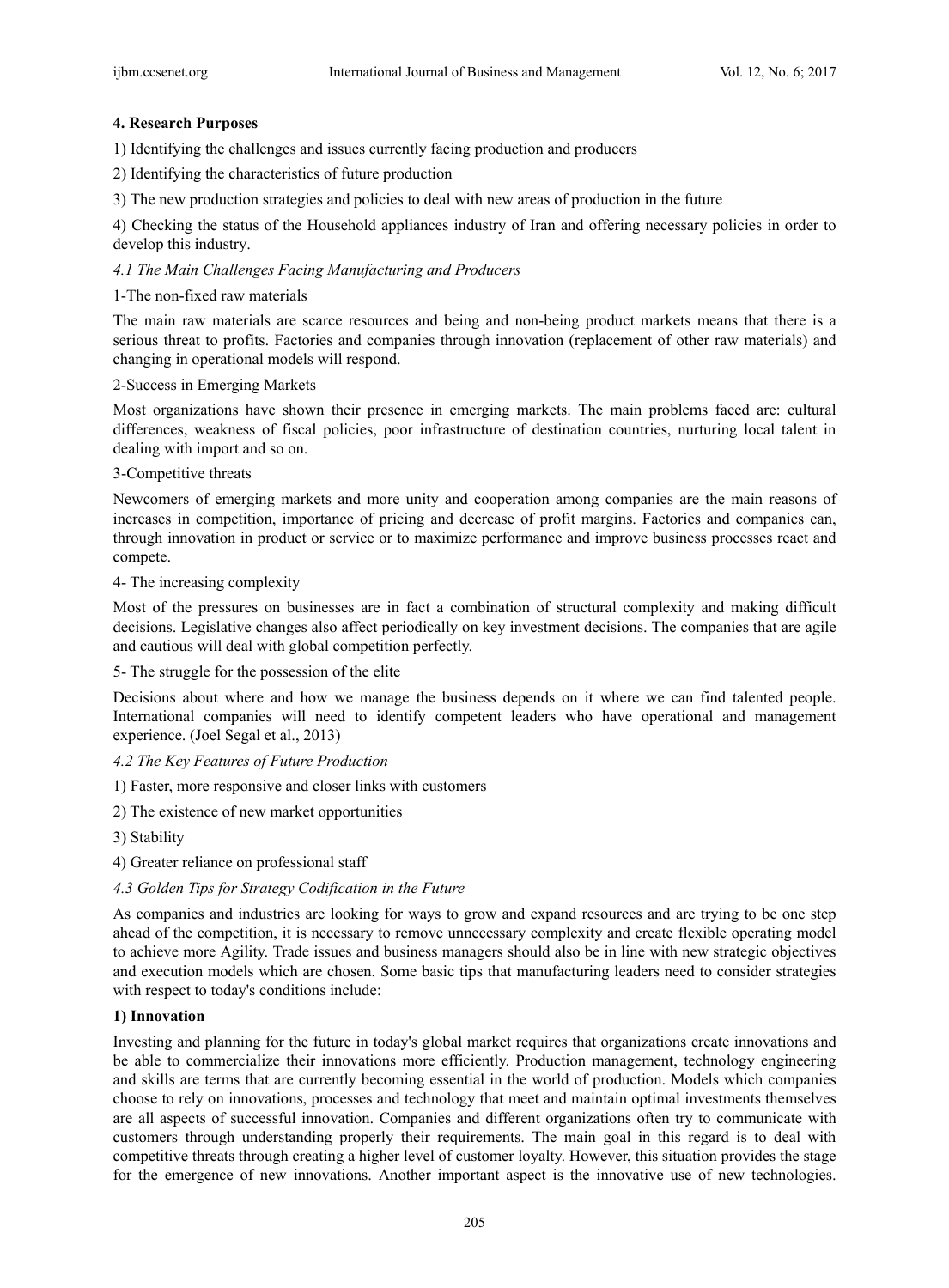## 4. Research Purposes

1) Identifying the challenges and issues currently facing production and producers

2) Identifying the characteristics of future production

3) The new production strategies and policies to deal with new areas of production in the future

4) Checking the status of the Household appliances industry of Iran and offering necessary policies in order to develop this industry.

### *4.1 The Main Challenges Facing Manufacturing and Producers*

1-The non-fixed raw materials

The main raw materials are scarce resources and being and non-being product markets means that there is a serious threat to profits. Factories and companies through innovation (replacement of other raw materials) and changing in operational models will respond.

2-Success in Emerging Markets

Most organizations have shown their presence in emerging markets. The main problems faced are: cultural differences, weakness of fiscal policies, poor infrastructure of destination countries, nurturing local talent in dealing with import and so on.

3-Competitive threats

Newcomers of emerging markets and more unity and cooperation among companies are the main reasons of increases in competition, importance of pricing and decrease of profit margins. Factories and companies can, through innovation in product or service or to maximize performance and improve business processes react and compete.

4- The increasing complexity

Most of the pressures on businesses are in fact a combination of structural complexity and making difficult decisions. Legislative changes also affect periodically on key investment decisions. The companies that are agile and cautious will deal with global competition perfectly.

5- The struggle for the possession of the elite

Decisions about where and how we manage the business depends on it where we can find talented people. International companies will need to identify competent leaders who have operational and management experience. (Joel Segal et al., 2013)

### *4.2 The Key Features of Future Production*

1) Faster, more responsive and closer links with customers

2) The existence of new market opportunities

3) Stability

4) Greater reliance on professional staff

### *4.3 Golden Tips for Strategy Codification in the Future*

As companies and industries are looking for ways to grow and expand resources and are trying to be one step ahead of the competition, it is necessary to remove unnecessary complexity and create flexible operating model to achieve more Agility. Trade issues and business managers should also be in line with new strategic objectives and execution models which are chosen. Some basic tips that manufacturing leaders need to consider strategies with respect to today's conditions include:

**1) Innovation**

Investing and planning for the future in today's global market requires that organizations create innovations and be able to commercialize their innovations more efficiently. Production management, technology engineering and skills are terms that are currently becoming essential in the world of production. Models which companies choose to rely on innovations, processes and technology that meet and maintain optimal investments themselves are all aspects of successful innovation. Companies and different organizations often try to communicate with customers through understanding properly their requirements. The main goal in this regard is to deal with competitive threats through creating a higher level of customer loyalty. However, this situation provides the stage for the emergence of new innovations. Another important aspect is the innovative use of new technologies.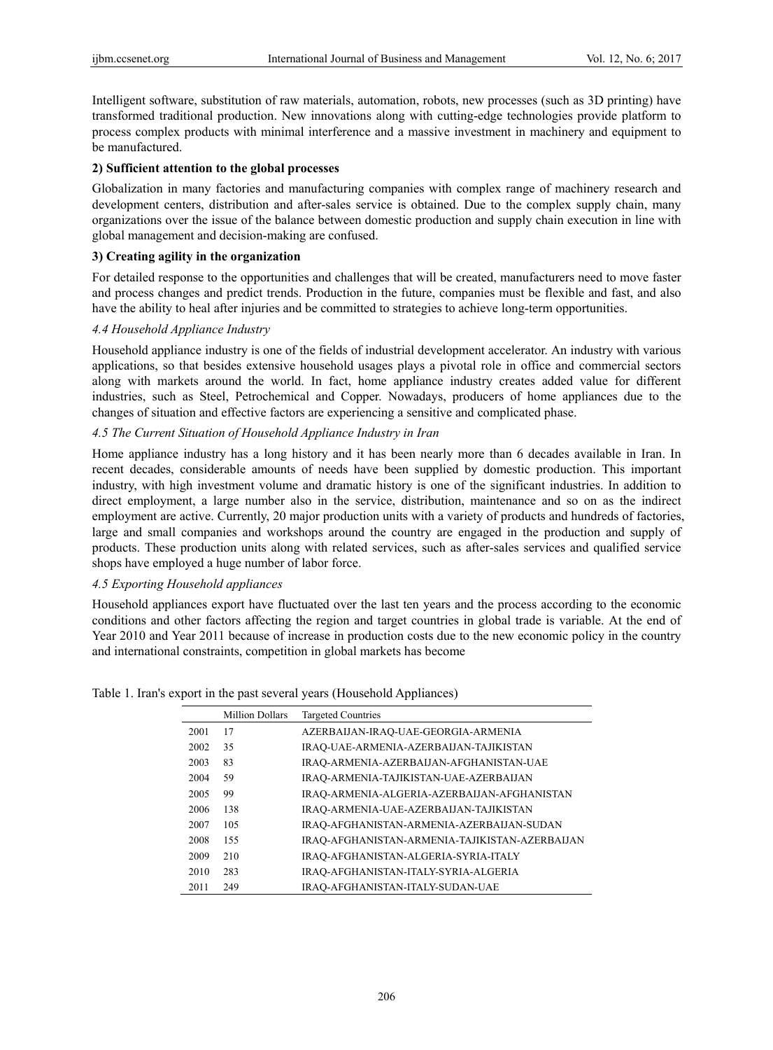Intelligent software, substitution of raw materials, automation, robots, new processes (such as 3D printing) have transformed traditional production. New innovations along with cutting-edge technologies provide platform to process complex products with minimal interference and a massive investment in machinery and equipment to be manufactured.

**2) Sufficient attention to the global processes**

Globalization in many factories and manufacturing companies with complex range of machinery research and development centers, distribution and after-sales service is obtained. Due to the complex supply chain, many organizations over the issue of the balance between domestic production and supply chain execution in line with global management and decision-making are confused.

**3) Creating agility in the organization**

For detailed response to the opportunities and challenges that will be created, manufacturers need to move faster and process changes and predict trends. Production in the future, companies must be flexible and fast, and also have the ability to heal after injuries and be committed to strategies to achieve long-term opportunities.

### *4.4 Household Appliance Industry*

Household appliance industry is one of the fields of industrial development accelerator. An industry with various applications, so that besides extensive household usages plays a pivotal role in office and commercial sectors along with markets around the world. In fact, home appliance industry creates added value for different industries, such as Steel, Petrochemical and Copper. Nowadays, producers of home appliances due to the changes of situation and effective factors are experiencing a sensitive and complicated phase.

### *4.5 The Current Situation of Household Appliance Industry in Iran*

Home appliance industry has a long history and it has been nearly more than 6 decades available in Iran. In recent decades, considerable amounts of needs have been supplied by domestic production. This important industry, with high investment volume and dramatic history is one of the significant industries. In addition to direct employment, a large number also in the service, distribution, maintenance and so on as the indirect employment are active. Currently, 20 major production units with a variety of products and hundreds of factories, large and small companies and workshops around the country are engaged in the production and supply of products. These production units along with related services, such as after-sales services and qualified service shops have employed a huge number of labor force.

### *4.5 Exporting Household appliances*

Household appliances export have fluctuated over the last ten years and the process according to the economic conditions and other factors affecting the region and target countries in global trade is variable. At the end of Year 2010 and Year 2011 because of increase in production costs due to the new economic policy in the country and international constraints, competition in global markets has become

Table 1. Iran's export in the past several years (Household Appliances)

| | Million Dollars | Targeted Countries |
|---|---|---|
| 2001 | 17 | AZERBAIJAN-IRAQ-UAE-GEORGIA-ARMENIA |
| 2002 | 35 | IRAQ-UAE-ARMENIA-AZERBAIJAN-TAJIKISTAN |
| 2003 | 83 | IRAQ-ARMENIA-AZERBAIJAN-AFGHANISTAN-UAE |
| 2004 | 59 | IRAQ-ARMENIA-TAJIKISTAN-UAE-AZERBAIJAN |
| 2005 | 99 | IRAQ-ARMENIA-ALGERIA-AZERBAIJAN-AFGHANISTAN |
| 2006 | 138 | IRAQ-ARMENIA-UAE-AZERBAIJAN-TAJIKISTAN |
| 2007 | 105 | IRAQ-AFGHANISTAN-ARMENIA-AZERBAIJAN-SUDAN |
| 2008 | 155 | IRAQ-AFGHANISTAN-ARMENIA-TAJIKISTAN-AZERBAIJAN |
| 2009 | 210 | IRAQ-AFGHANISTAN-ALGERIA-SYRIA-ITALY |
| 2010 | 283 | IRAQ-AFGHANISTAN-ITALY-SYRIA-ALGERIA |
| 2011 | 249 | IRAQ-AFGHANISTAN-ITALY-SUDAN-UAE |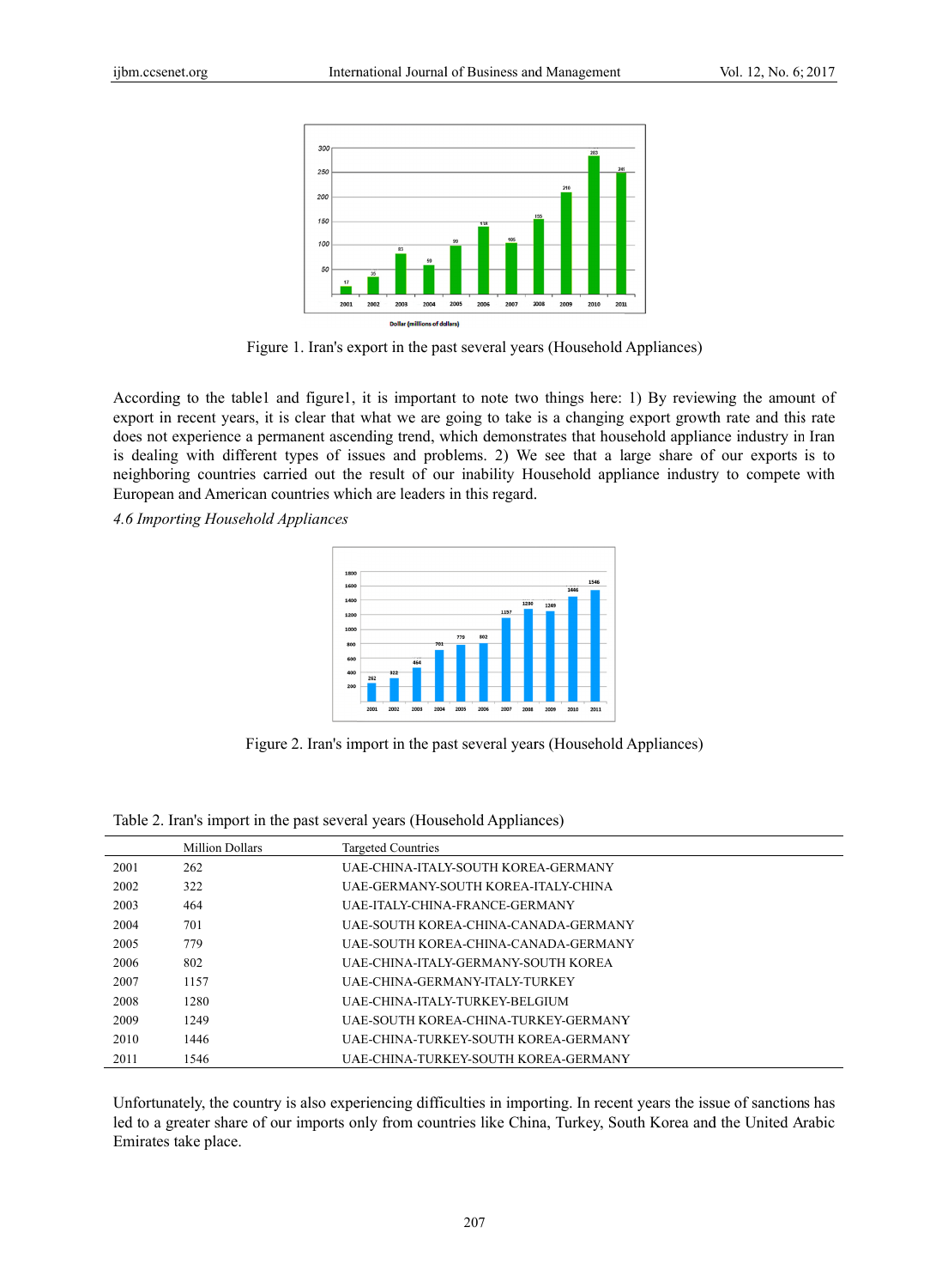Figure 1. Iran's export in the past several years (Household Appliances)

According to the table1 and figure1, it is important to note two things here: 1) By reviewing the amount of export in recent years, it is clear that what we are going to take is a changing export growth rate and this rate does not experience a permanent ascending trend, which demonstrates that household appliance industry in Iran is dealing with different types of issues and problems. 2) We see that a large share of our exports is to neighboring countries carried out the result of our inability Household appliance industry to compete with European and American countries which are leaders in this regard.

*4.6 Importing Household Appliances*

Figure 2. Iran's import in the past several years (Household Appliances)

Table 2. Iran's import in the past several years (Household Appliances)

| | Million Dollars | Targeted Countries |
|---|---|---|
| 2001 | 262 | UAE-CHINA-ITALY-SOUTH KOREA-GERMANY |
| 2002 | 322 | UAE-GERMANY-SOUTH KOREA-ITALY-CHINA |
| 2003 | 464 | UAE-ITALY-CHINA-FRANCE-GERMANY |
| 2004 | 701 | UAE-SOUTH KOREA-CHINA-CANADA-GERMANY |
| 2005 | 779 | UAE-SOUTH KOREA-CHINA-CANADA-GERMANY |
| 2006 | 802 | UAE-CHINA-ITALY-GERMANY-SOUTH KOREA |
| 2007 | 1157 | UAE-CHINA-GERMANY-ITALY-TURKEY |
| 2008 | 1280 | UAE-CHINA-ITALY-TURKEY-BELGIUM |
| 2009 | 1249 | UAE-SOUTH KOREA-CHINA-TURKEY-GERMANY |
| 2010 | 1446 | UAE-CHINA-TURKEY-SOUTH KOREA-GERMANY |
| 2011 | 1546 | UAE-CHINA-TURKEY-SOUTH KOREA-GERMANY |

Unfortunately, the country is also experiencing difficulties in importing. In recent years the issue of sanctions has led to a greater share of our imports only from countries like China, Turkey, South Korea and the United Arabic Emirates take place.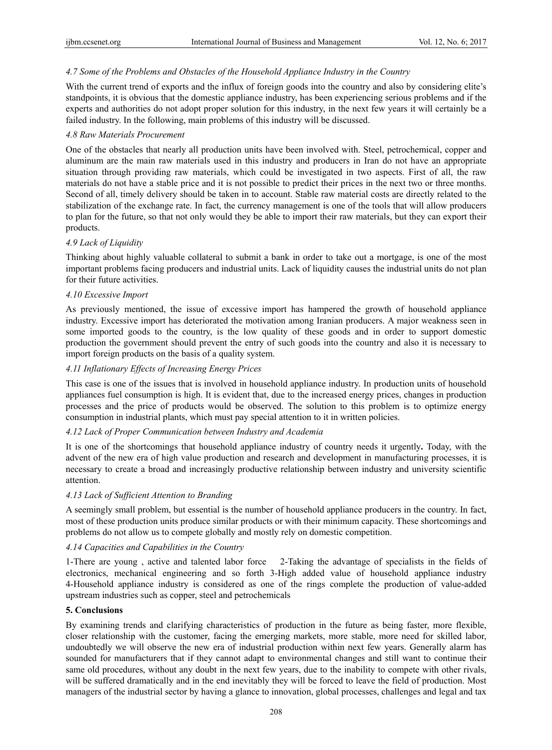### *4.7 Some of the Problems and Obstacles of the Household Appliance Industry in the Country*

With the current trend of exports and the influx of foreign goods into the country and also by considering elite's standpoints, it is obvious that the domestic appliance industry, has been experiencing serious problems and if the experts and authorities do not adopt proper solution for this industry, in the next few years it will certainly be a failed industry. In the following, main problems of this industry will be discussed.

### *4.8 Raw Materials Procurement*

One of the obstacles that nearly all production units have been involved with. Steel, petrochemical, copper and aluminum are the main raw materials used in this industry and producers in Iran do not have an appropriate situation through providing raw materials, which could be investigated in two aspects. First of all, the raw materials do not have a stable price and it is not possible to predict their prices in the next two or three months. Second of all, timely delivery should be taken in to account. Stable raw material costs are directly related to the stabilization of the exchange rate. In fact, the currency management is one of the tools that will allow producers to plan for the future, so that not only would they be able to import their raw materials, but they can export their products.

### *4.9 Lack of Liquidity*

Thinking about highly valuable collateral to submit a bank in order to take out a mortgage, is one of the most important problems facing producers and industrial units. Lack of liquidity causes the industrial units do not plan for their future activities.

### *4.10 Excessive Import*

As previously mentioned, the issue of excessive import has hampered the growth of household appliance industry. Excessive import has deteriorated the motivation among Iranian producers. A major weakness seen in some imported goods to the country, is the low quality of these goods and in order to support domestic production the government should prevent the entry of such goods into the country and also it is necessary to import foreign products on the basis of a quality system.

### *4.11 Inflationary Effects of Increasing Energy Prices*

This case is one of the issues that is involved in household appliance industry. In production units of household appliances fuel consumption is high. It is evident that, due to the increased energy prices, changes in production processes and the price of products would be observed. The solution to this problem is to optimize energy consumption in industrial plants, which must pay special attention to it in written policies.

### *4.12 Lack of Proper Communication between Industry and Academia*

It is one of the shortcomings that household appliance industry of country needs it urgently**.** Today, with the advent of the new era of high value production and research and development in manufacturing processes, it is necessary to create a broad and increasingly productive relationship between industry and university scientific attention.

### *4.13 Lack of Sufficient Attention to Branding*

A seemingly small problem, but essential is the number of household appliance producers in the country. In fact, most of these production units produce similar products or with their minimum capacity. These shortcomings and problems do not allow us to compete globally and mostly rely on domestic competition.

### *4.14 Capacities and Capabilities in the Country*

1-There are young , active and talented labor force 2-Taking the advantage of specialists in the fields of electronics, mechanical engineering and so forth 3-High added value of household appliance industry 4-Household appliance industry is considered as one of the rings complete the production of value-added upstream industries such as copper, steel and petrochemicals

## **5. Conclusions**

By examining trends and clarifying characteristics of production in the future as being faster, more flexible, closer relationship with the customer, facing the emerging markets, more stable, more need for skilled labor, undoubtedly we will observe the new era of industrial production within next few years. Generally alarm has sounded for manufacturers that if they cannot adapt to environmental changes and still want to continue their same old procedures, without any doubt in the next few years, due to the inability to compete with other rivals, will be suffered dramatically and in the end inevitably they will be forced to leave the field of production. Most managers of the industrial sector by having a glance to innovation, global processes, challenges and legal and tax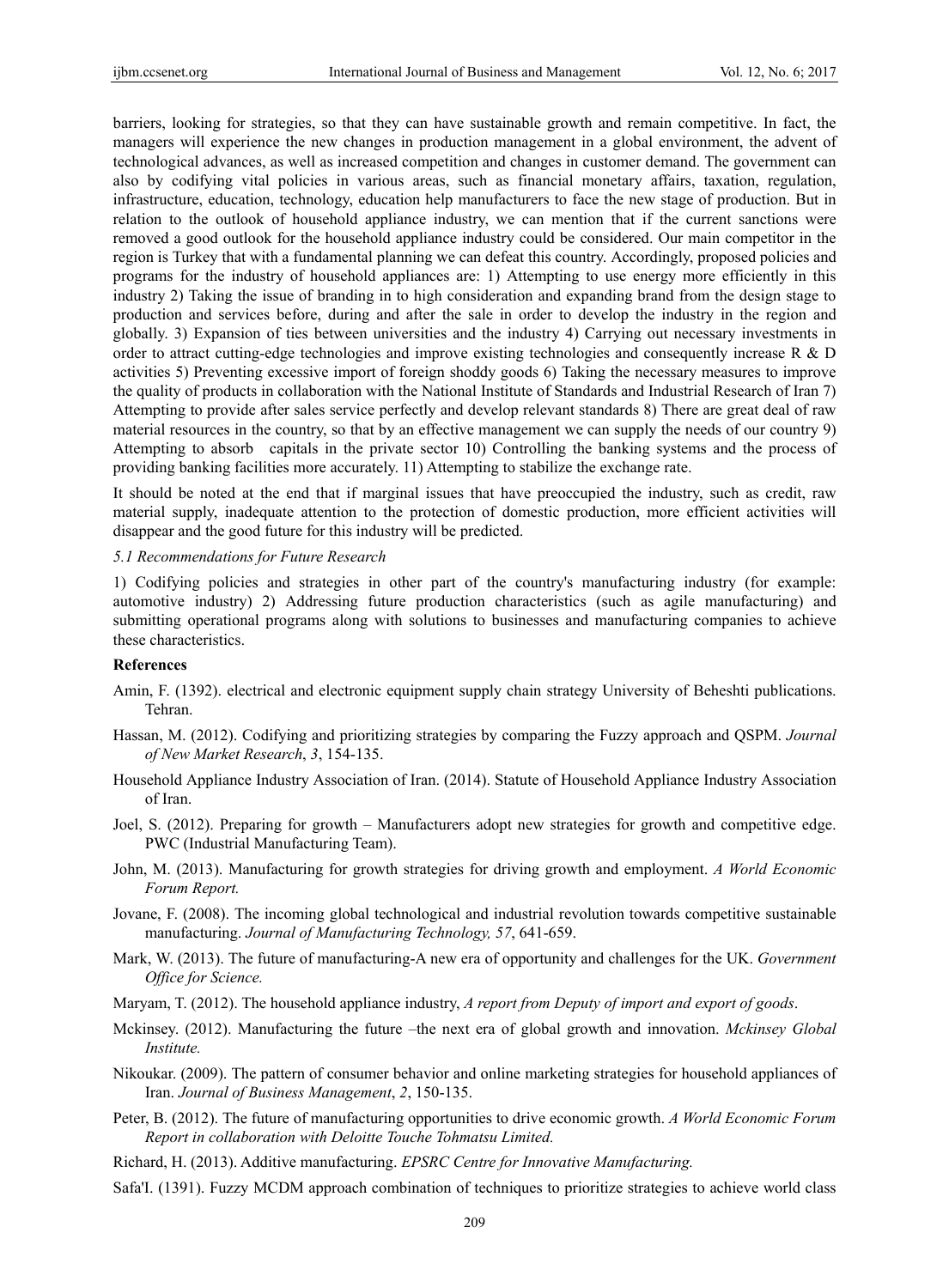barriers, looking for strategies, so that they can have sustainable growth and remain competitive. In fact, the managers will experience the new changes in production management in a global environment, the advent of technological advances, as well as increased competition and changes in customer demand. The government can also by codifying vital policies in various areas, such as financial monetary affairs, taxation, regulation, infrastructure, education, technology, education help manufacturers to face the new stage of production. But in relation to the outlook of household appliance industry, we can mention that if the current sanctions were removed a good outlook for the household appliance industry could be considered. Our main competitor in the region is Turkey that with a fundamental planning we can defeat this country. Accordingly, proposed policies and programs for the industry of household appliances are: 1) Attempting to use energy more efficiently in this industry 2) Taking the issue of branding in to high consideration and expanding brand from the design stage to production and services before, during and after the sale in order to develop the industry in the region and globally. 3) Expansion of ties between universities and the industry 4) Carrying out necessary investments in order to attract cutting-edge technologies and improve existing technologies and consequently increase R & D activities 5) Preventing excessive import of foreign shoddy goods 6) Taking the necessary measures to improve the quality of products in collaboration with the National Institute of Standards and Industrial Research of Iran 7) Attempting to provide after sales service perfectly and develop relevant standards 8) There are great deal of raw material resources in the country, so that by an effective management we can supply the needs of our country 9) Attempting to absorb capitals in the private sector 10) Controlling the banking systems and the process of providing banking facilities more accurately. 11) Attempting to stabilize the exchange rate.

It should be noted at the end that if marginal issues that have preoccupied the industry, such as credit, raw material supply, inadequate attention to the protection of domestic production, more efficient activities will disappear and the good future for this industry will be predicted.

### *5.1 Recommendations for Future Research*

1) Codifying policies and strategies in other part of the country's manufacturing industry (for example: automotive industry) 2) Addressing future production characteristics (such as agile manufacturing) and submitting operational programs along with solutions to businesses and manufacturing companies to achieve these characteristics.

## References

Amin, F. (1392). electrical and electronic equipment supply chain strategy University of Beheshti publications. Tehran.

Hassan, M. (2012). Codifying and prioritizing strategies by comparing the Fuzzy approach and QSPM. *Journal of New Market Research*, *3*, 154-135.

Household Appliance Industry Association of Iran. (2014). Statute of Household Appliance Industry Association of Iran.

Joel, S. (2012). Preparing for growth – Manufacturers adopt new strategies for growth and competitive edge. PWC (Industrial Manufacturing Team).

John, M. (2013). Manufacturing for growth strategies for driving growth and employment. *A World Economic Forum Report.*

Jovane, F. (2008). The incoming global technological and industrial revolution towards competitive sustainable manufacturing. *Journal of Manufacturing Technology, 57*, 641-659.

Mark, W. (2013). The future of manufacturing-A new era of opportunity and challenges for the UK. *Government Office for Science.*

Maryam, T. (2012). The household appliance industry, *A report from Deputy of import and export of goods*.

Mckinsey. (2012). Manufacturing the future –the next era of global growth and innovation. *Mckinsey Global Institute.*

Nikoukar. (2009). The pattern of consumer behavior and online marketing strategies for household appliances of Iran. *Journal of Business Management*, *2*, 150-135.

Peter, B. (2012). The future of manufacturing opportunities to drive economic growth. *A World Economic Forum Report in collaboration with Deloitte Touche Tohmatsu Limited.*

Richard, H. (2013). Additive manufacturing. *EPSRC Centre for Innovative Manufacturing.*

Safa'I. (1391). Fuzzy MCDM approach combination of techniques to prioritize strategies to achieve world class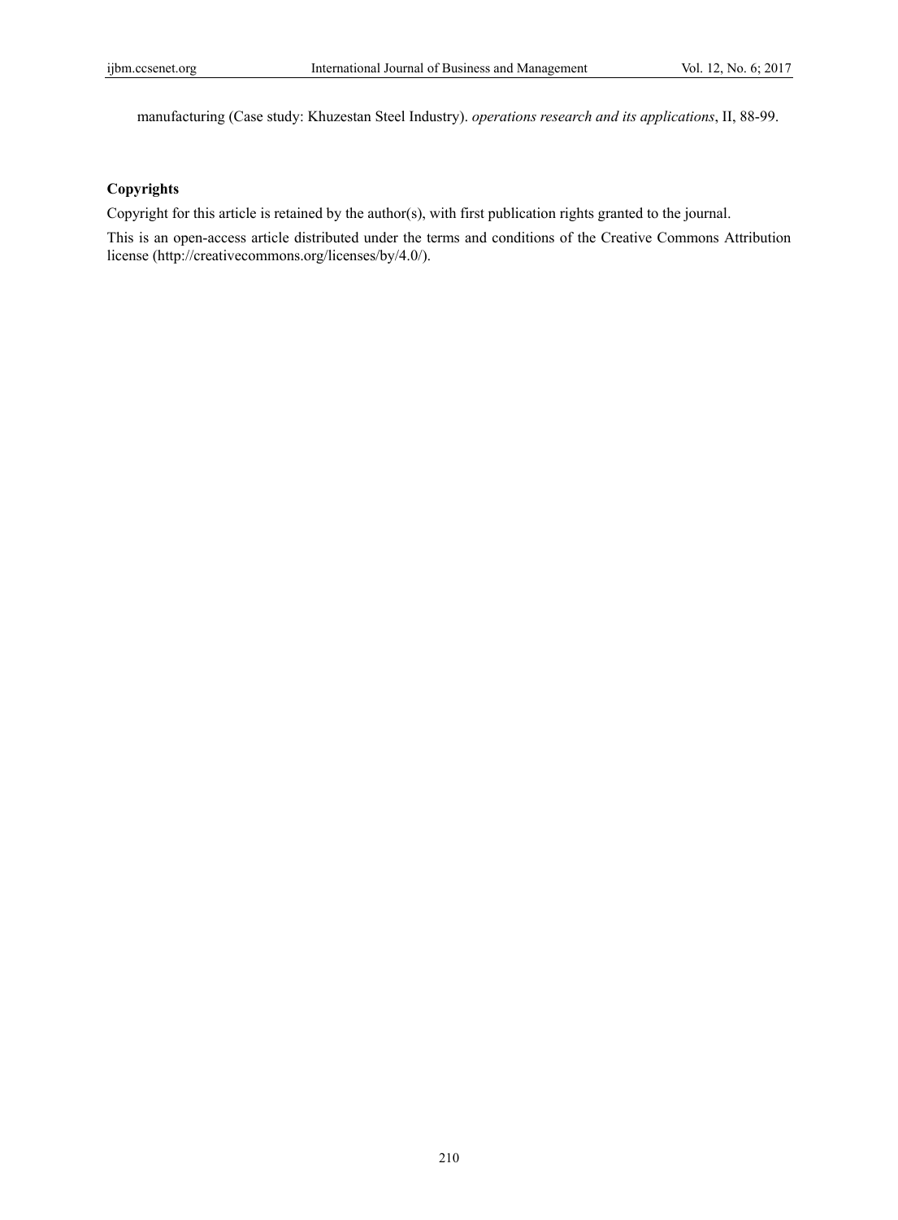manufacturing (Case study: Khuzestan Steel Industry). *operations research and its applications*, II, 88-99.

## Copyrights

Copyright for this article is retained by the author(s), with first publication rights granted to the journal.

This is an open-access article distributed under the terms and conditions of the Creative Commons Attribution license (http://creativecommons.org/licenses/by/4.0/).